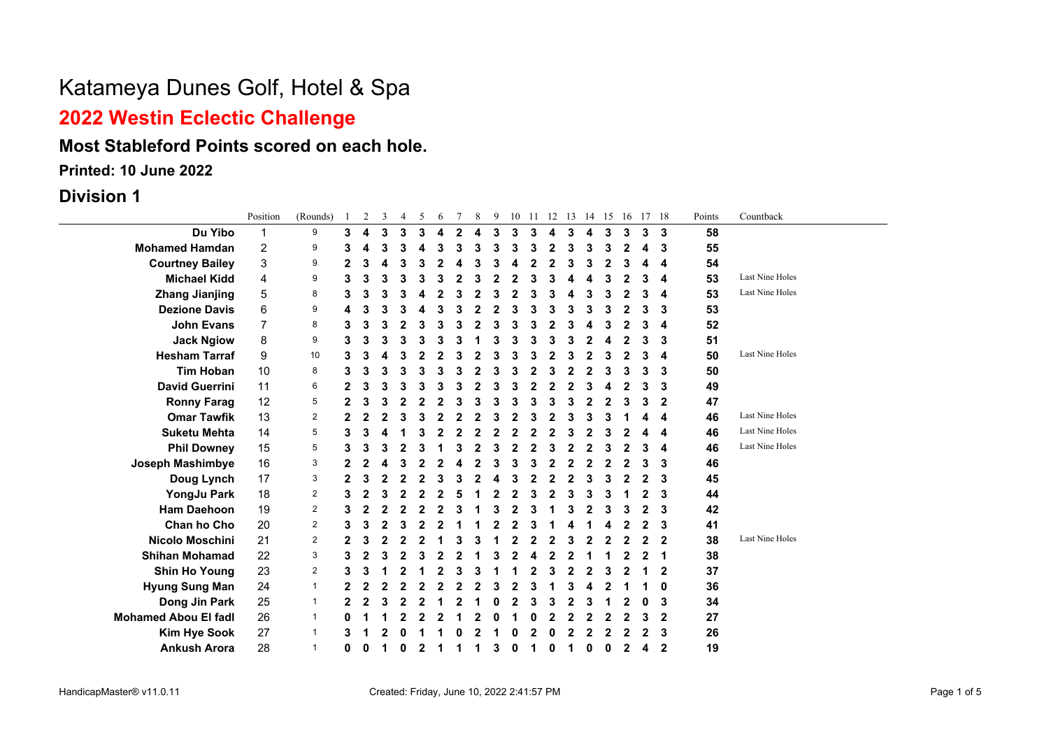# Katameya Dunes Golf, Hotel & Spa

## 2022 Westin Eclectic Challenge

### Most Stableford Points scored on each hole.

**Printed: 10 June 2022**

## Division 1

| | Position | (Rounds) | 1 | 2 | 3 | 4 | 5 | 6 | 7 | 8 | 9 | 10 | 11 | 12 | 13 | 14 | 15 | 16 | 17 | 18 | Points | Countback |
|---|---|---|---|---|---|---|---|---|---|---|---|---|---|---|---|---|---|---|---|---|---|---|
| Du Yibo | 1 | 9 | 3 | 4 | 3 | 3 | 3 | 4 | 2 | 4 | 3 | 3 | 3 | 4 | 3 | 4 | 3 | 3 | 3 | 3 | 58 | |
| Mohamed Hamdan | 2 | 9 | 3 | 4 | 3 | 3 | 4 | 3 | 3 | 3 | 3 | 3 | 3 | 2 | 3 | 3 | 3 | 2 | 4 | 3 | 55 | |
| Courtney Bailey | 3 | 9 | 2 | 3 | 4 | 3 | 3 | 2 | 4 | 3 | 3 | 4 | 2 | 2 | 3 | 3 | 2 | 3 | 4 | 4 | 54 | |
| Michael Kidd | 4 | 9 | 3 | 3 | 3 | 3 | 3 | 3 | 2 | 3 | 2 | 2 | 3 | 3 | 4 | 4 | 3 | 2 | 3 | 4 | 53 | Last Nine Holes |
| Zhang Jianjing | 5 | 8 | 3 | 3 | 3 | 3 | 4 | 2 | 3 | 2 | 3 | 2 | 3 | 3 | 4 | 3 | 3 | 2 | 3 | 4 | 53 | Last Nine Holes |
| Dezione Davis | 6 | 9 | 4 | 3 | 3 | 3 | 4 | 3 | 3 | 2 | 2 | 3 | 3 | 3 | 3 | 3 | 3 | 2 | 3 | 3 | 53 | |
| John Evans | 7 | 8 | 3 | 3 | 3 | 2 | 3 | 3 | 3 | 2 | 3 | 3 | 3 | 2 | 3 | 4 | 3 | 2 | 3 | 4 | 52 | |
| Jack Ngiow | 8 | 9 | 3 | 3 | 3 | 3 | 3 | 3 | 3 | 1 | 3 | 3 | 3 | 3 | 3 | 2 | 4 | 2 | 3 | 3 | 51 | |
| Hesham Tarraf | 9 | 10 | 3 | 3 | 4 | 3 | 2 | 2 | 3 | 2 | 3 | 3 | 3 | 2 | 3 | 2 | 3 | 2 | 3 | 4 | 50 | Last Nine Holes |
| Tim Hoban | 10 | 8 | 3 | 3 | 3 | 3 | 3 | 3 | 3 | 2 | 3 | 3 | 2 | 3 | 2 | 2 | 3 | 3 | 3 | 3 | 50 | |
| David Guerrini | 11 | 6 | 2 | 3 | 3 | 3 | 3 | 3 | 3 | 2 | 3 | 3 | 2 | 2 | 2 | 3 | 4 | 2 | 3 | 3 | 49 | |
| Ronny Farag | 12 | 5 | 2 | 3 | 3 | 2 | 2 | 2 | 3 | 3 | 3 | 3 | 3 | 3 | 3 | 2 | 2 | 3 | 3 | 2 | 47 | |
| Omar Tawfik | 13 | 2 | 2 | 2 | 2 | 3 | 3 | 2 | 2 | 2 | 3 | 2 | 3 | 2 | 3 | 3 | 3 | 1 | 4 | 4 | 46 | Last Nine Holes |
| Suketu Mehta | 14 | 5 | 3 | 3 | 4 | 1 | 3 | 2 | 2 | 2 | 2 | 2 | 2 | 2 | 3 | 2 | 3 | 2 | 4 | 4 | 46 | Last Nine Holes |
| Phil Downey | 15 | 5 | 3 | 3 | 3 | 2 | 3 | 1 | 3 | 2 | 3 | 2 | 2 | 3 | 2 | 2 | 3 | 2 | 3 | 4 | 46 | Last Nine Holes |
| Joseph Mashimbye | 16 | 3 | 2 | 2 | 4 | 3 | 2 | 2 | 4 | 2 | 3 | 3 | 3 | 2 | 2 | 2 | 2 | 2 | 3 | 3 | 46 | |
| Doug Lynch | 17 | 3 | 2 | 3 | 2 | 2 | 2 | 3 | 3 | 2 | 4 | 3 | 2 | 2 | 2 | 3 | 3 | 2 | 2 | 3 | 45 | |
| YongJu Park | 18 | 2 | 3 | 2 | 3 | 2 | 2 | 2 | 5 | 1 | 2 | 2 | 3 | 2 | 3 | 3 | 3 | 1 | 2 | 3 | 44 | |
| Ham Daehoon | 19 | 2 | 3 | 2 | 2 | 2 | 2 | 2 | 3 | 1 | 3 | 2 | 3 | 1 | 3 | 2 | 3 | 3 | 2 | 3 | 42 | |
| Chan ho Cho | 20 | 2 | 3 | 3 | 2 | 3 | 2 | 2 | 1 | 1 | 2 | 2 | 3 | 1 | 4 | 1 | 4 | 2 | 2 | 3 | 41 | |
| Nicolo Moschini | 21 | 2 | 2 | 3 | 2 | 2 | 2 | 1 | 3 | 3 | 1 | 2 | 2 | 2 | 3 | 2 | 2 | 2 | 2 | 2 | 38 | Last Nine Holes |
| Shihan Mohamad | 22 | 3 | 3 | 2 | 3 | 2 | 3 | 2 | 2 | 1 | 3 | 2 | 4 | 2 | 2 | 1 | 1 | 2 | 2 | 1 | 38 | |
| Shin Ho Young | 23 | 2 | 3 | 3 | 1 | 2 | 1 | 2 | 3 | 3 | 1 | 1 | 2 | 3 | 2 | 2 | 3 | 2 | 1 | 2 | 37 | |
| Hyung Sung Man | 24 | 1 | 2 | 2 | 2 | 2 | 2 | 2 | 2 | 2 | 3 | 2 | 3 | 1 | 3 | 4 | 2 | 1 | 1 | 0 | 36 | |
| Dong Jin Park | 25 | 1 | 2 | 2 | 3 | 2 | 2 | 1 | 2 | 1 | 0 | 2 | 3 | 3 | 2 | 3 | 1 | 2 | 0 | 3 | 34 | |
| Mohamed Abou El fadl | 26 | 1 | 0 | 1 | 1 | 2 | 2 | 2 | 1 | 2 | 0 | 1 | 0 | 2 | 2 | 2 | 2 | 2 | 3 | 2 | 27 | |
| Kim Hye Sook | 27 | 1 | 3 | 1 | 2 | 0 | 1 | 1 | 0 | 2 | 1 | 0 | 2 | 0 | 2 | 2 | 2 | 2 | 2 | 3 | 26 | |
| Ankush Arora | 28 | 1 | 0 | 0 | 1 | 0 | 2 | 1 | 1 | 1 | 3 | 0 | 1 | 0 | 1 | 0 | 0 | 2 | 4 | 2 | 19 | |

HandicapMaster® v11.0.11 — Created: Friday, June 10, 2022 2:41:57 PM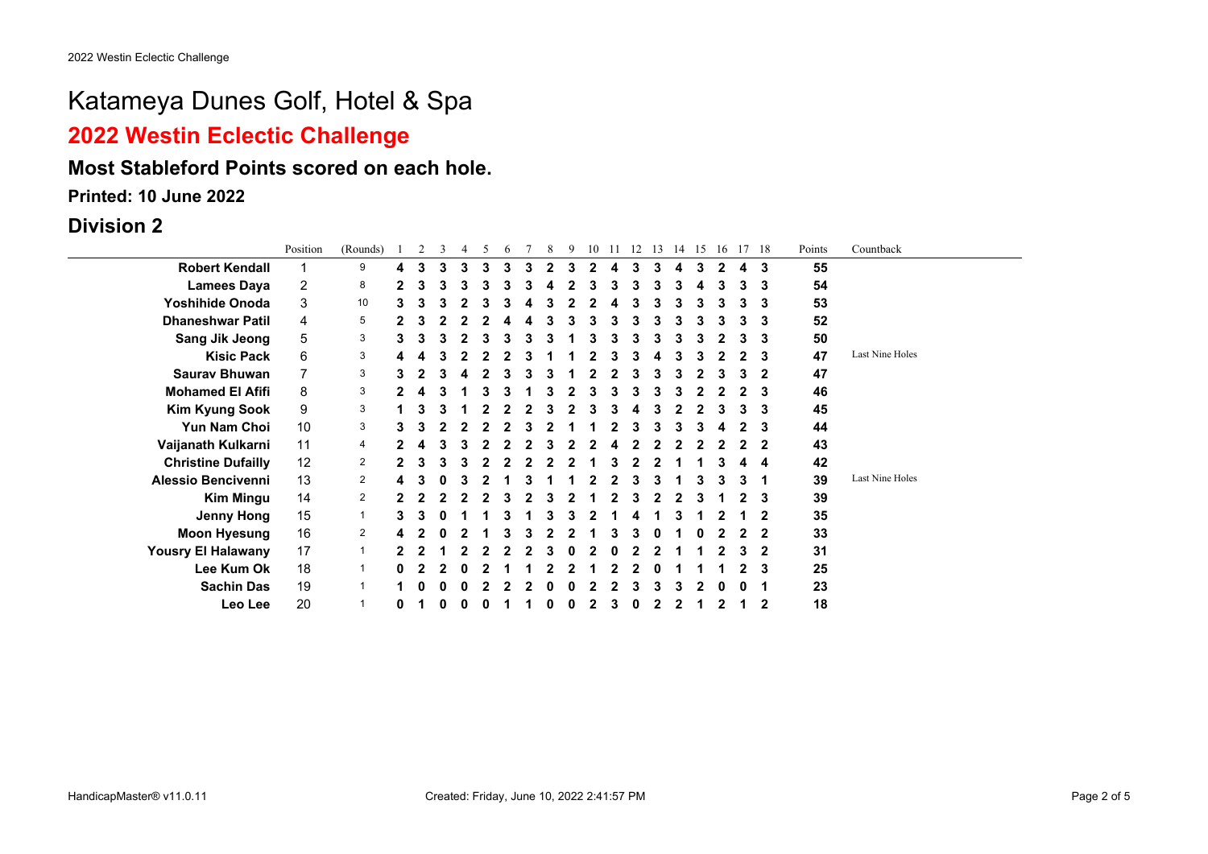# Katameya Dunes Golf, Hotel & Spa

## 2022 Westin Eclectic Challenge

### Most Stableford Points scored on each hole.

**Printed: 10 June 2022**

## Division 2

| | Position | (Rounds) | 1 | 2 | 3 | 4 | 5 | 6 | 7 | 8 | 9 | 10 | 11 | 12 | 13 | 14 | 15 | 16 | 17 | 18 | Points | Countback |
|---|---|---|---|---|---|---|---|---|---|---|---|---|---|---|---|---|---|---|---|---|---|---|
| **Robert Kendall** | 1 | 9 | **4** | **3** | **3** | **3** | **3** | **3** | **3** | **2** | **3** | **2** | **4** | **3** | **3** | **4** | **3** | **2** | **4** | **3** | **55** | |
| **Lamees Daya** | 2 | 8 | **2** | **3** | **3** | **3** | **3** | **3** | **3** | **4** | **2** | **3** | **3** | **3** | **3** | **3** | **4** | **3** | **3** | **3** | **54** | |
| **Yoshihide Onoda** | 3 | 10 | **3** | **3** | **3** | **2** | **3** | **3** | **4** | **3** | **2** | **2** | **4** | **3** | **3** | **3** | **3** | **3** | **3** | **3** | **53** | |
| **Dhaneshwar Patil** | 4 | 5 | **2** | **3** | **2** | **2** | **2** | **4** | **4** | **3** | **3** | **3** | **3** | **3** | **3** | **3** | **3** | **3** | **3** | **3** | **52** | |
| **Sang Jik Jeong** | 5 | 3 | **3** | **3** | **3** | **2** | **3** | **3** | **3** | **3** | **1** | **3** | **3** | **3** | **3** | **3** | **3** | **2** | **3** | **3** | **50** | |
| **Kisic Pack** | 6 | 3 | **4** | **4** | **3** | **2** | **2** | **2** | **3** | **1** | **1** | **2** | **3** | **3** | **4** | **3** | **3** | **2** | **2** | **3** | **47** | Last Nine Holes |
| **Saurav Bhuwan** | 7 | 3 | **3** | **2** | **3** | **4** | **2** | **3** | **3** | **3** | **1** | **2** | **2** | **3** | **3** | **3** | **2** | **3** | **3** | **2** | **47** | |
| **Mohamed El Afifi** | 8 | 3 | **2** | **4** | **3** | **1** | **3** | **3** | **1** | **3** | **2** | **3** | **3** | **3** | **3** | **3** | **2** | **2** | **2** | **3** | **46** | |
| **Kim Kyung Sook** | 9 | 3 | **1** | **3** | **3** | **1** | **2** | **2** | **2** | **3** | **2** | **3** | **3** | **4** | **3** | **2** | **2** | **3** | **3** | **3** | **45** | |
| **Yun Nam Choi** | 10 | 3 | **3** | **3** | **2** | **2** | **2** | **2** | **3** | **2** | **1** | **1** | **2** | **3** | **3** | **3** | **3** | **4** | **2** | **3** | **44** | |
| **Vaijanath Kulkarni** | 11 | 4 | **2** | **4** | **3** | **3** | **2** | **2** | **2** | **3** | **2** | **2** | **4** | **2** | **2** | **2** | **2** | **2** | **2** | **2** | **43** | |
| **Christine Dufailly** | 12 | 2 | **2** | **3** | **3** | **3** | **2** | **2** | **2** | **2** | **2** | **1** | **3** | **2** | **2** | **1** | **1** | **3** | **4** | **4** | **42** | |
| **Alessio Bencivenni** | 13 | 2 | **4** | **3** | **0** | **3** | **2** | **1** | **3** | **1** | **1** | **2** | **2** | **3** | **3** | **1** | **3** | **3** | **3** | **1** | **39** | Last Nine Holes |
| **Kim Mingu** | 14 | 2 | **2** | **2** | **2** | **2** | **2** | **3** | **2** | **3** | **2** | **1** | **2** | **3** | **2** | **2** | **3** | **1** | **2** | **3** | **39** | |
| **Jenny Hong** | 15 | 1 | **3** | **3** | **0** | **1** | **1** | **3** | **1** | **3** | **3** | **2** | **1** | **4** | **1** | **3** | **1** | **2** | **1** | **2** | **35** | |
| **Moon Hyesung** | 16 | 2 | **4** | **2** | **0** | **2** | **1** | **3** | **3** | **2** | **2** | **1** | **3** | **3** | **0** | **1** | **0** | **2** | **2** | **2** | **33** | |
| **Yousry El Halawany** | 17 | 1 | **2** | **2** | **1** | **2** | **2** | **2** | **2** | **3** | **0** | **2** | **0** | **2** | **2** | **1** | **1** | **2** | **3** | **2** | **31** | |
| **Lee Kum Ok** | 18 | 1 | **0** | **2** | **2** | **0** | **2** | **1** | **1** | **2** | **2** | **1** | **2** | **2** | **0** | **1** | **1** | **1** | **2** | **3** | **25** | |
| **Sachin Das** | 19 | 1 | **1** | **0** | **0** | **0** | **2** | **2** | **2** | **0** | **0** | **2** | **2** | **3** | **3** | **3** | **2** | **0** | **0** | **1** | **23** | |
| **Leo Lee** | 20 | 1 | **0** | **1** | **0** | **0** | **0** | **1** | **1** | **0** | **0** | **2** | **3** | **0** | **2** | **2** | **1** | **2** | **1** | **2** | **18** | |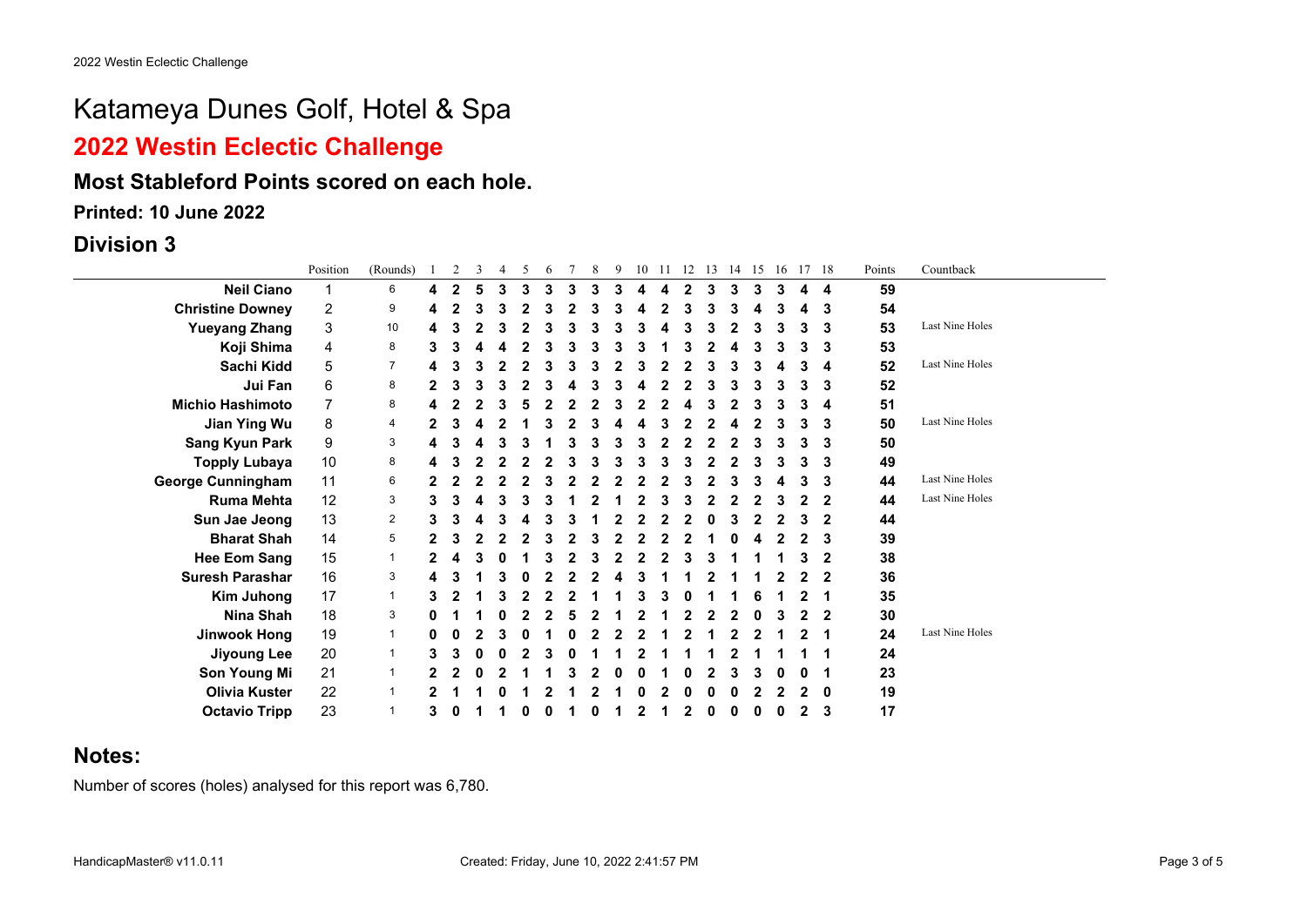# Katameya Dunes Golf, Hotel & Spa

## 2022 Westin Eclectic Challenge

### Most Stableford Points scored on each hole.

**Printed: 10 June 2022**

## Division 3

| | Position | (Rounds) | 1 | 2 | 3 | 4 | 5 | 6 | 7 | 8 | 9 | 10 | 11 | 12 | 13 | 14 | 15 | 16 | 17 | 18 | Points | Countback |
|---|---|---|---|---|---|---|---|---|---|---|---|---|---|---|---|---|---|---|---|---|---|---|
| **Neil Ciano** | 1 | 6 | **4** | **2** | **5** | **3** | **3** | **3** | **3** | **3** | **3** | **4** | **4** | **2** | **3** | **3** | **3** | **3** | **4** | **4** | **59** | |
| **Christine Downey** | 2 | 9 | **4** | **2** | **3** | **3** | **2** | **3** | **2** | **3** | **3** | **4** | **2** | **3** | **3** | **3** | **4** | **3** | **4** | **3** | **54** | |
| **Yueyang Zhang** | 3 | 10 | **4** | **3** | **2** | **3** | **2** | **3** | **3** | **3** | **3** | **3** | **4** | **3** | **3** | **2** | **3** | **3** | **3** | **3** | **53** | Last Nine Holes |
| **Koji Shima** | 4 | 8 | **3** | **3** | **4** | **4** | **2** | **3** | **3** | **3** | **3** | **3** | **1** | **3** | **2** | **4** | **3** | **3** | **3** | **3** | **53** | |
| **Sachi Kidd** | 5 | 7 | **4** | **3** | **3** | **2** | **2** | **3** | **3** | **3** | **2** | **3** | **2** | **2** | **3** | **3** | **3** | **4** | **3** | **4** | **52** | Last Nine Holes |
| **Jui Fan** | 6 | 8 | **2** | **3** | **3** | **3** | **2** | **3** | **4** | **3** | **3** | **4** | **2** | **2** | **3** | **3** | **3** | **3** | **3** | **3** | **52** | |
| **Michio Hashimoto** | 7 | 8 | **4** | **2** | **2** | **3** | **5** | **2** | **2** | **2** | **3** | **2** | **2** | **4** | **3** | **2** | **3** | **3** | **3** | **4** | **51** | |
| **Jian Ying Wu** | 8 | 4 | **2** | **3** | **4** | **2** | **1** | **3** | **2** | **3** | **4** | **4** | **3** | **2** | **2** | **4** | **2** | **3** | **3** | **3** | **50** | Last Nine Holes |
| **Sang Kyun Park** | 9 | 3 | **4** | **3** | **4** | **3** | **3** | **1** | **3** | **3** | **3** | **3** | **2** | **2** | **2** | **2** | **3** | **3** | **3** | **3** | **50** | |
| **Topply Lubaya** | 10 | 8 | **4** | **3** | **2** | **2** | **2** | **2** | **3** | **3** | **3** | **3** | **3** | **3** | **2** | **2** | **3** | **3** | **3** | **3** | **49** | |
| **George Cunningham** | 11 | 6 | **2** | **2** | **2** | **2** | **2** | **3** | **2** | **2** | **2** | **2** | **2** | **3** | **2** | **3** | **3** | **4** | **3** | **3** | **44** | Last Nine Holes |
| **Ruma Mehta** | 12 | 3 | **3** | **3** | **4** | **3** | **3** | **3** | **1** | **2** | **1** | **2** | **3** | **3** | **2** | **2** | **2** | **3** | **2** | **2** | **44** | Last Nine Holes |
| **Sun Jae Jeong** | 13 | 2 | **3** | **3** | **4** | **3** | **4** | **3** | **3** | **1** | **2** | **2** | **2** | **2** | **0** | **3** | **2** | **2** | **3** | **2** | **44** | |
| **Bharat Shah** | 14 | 5 | **2** | **3** | **2** | **2** | **2** | **3** | **2** | **3** | **2** | **2** | **2** | **2** | **1** | **0** | **4** | **2** | **2** | **3** | **39** | |
| **Hee Eom Sang** | 15 | 1 | **2** | **4** | **3** | **0** | **1** | **3** | **2** | **3** | **2** | **2** | **2** | **3** | **3** | **1** | **1** | **1** | **3** | **2** | **38** | |
| **Suresh Parashar** | 16 | 3 | **4** | **3** | **1** | **3** | **0** | **2** | **2** | **2** | **4** | **3** | **1** | **1** | **2** | **1** | **1** | **2** | **2** | **2** | **36** | |
| **Kim Juhong** | 17 | 1 | **3** | **2** | **1** | **3** | **2** | **2** | **2** | **1** | **1** | **3** | **3** | **0** | **1** | **1** | **6** | **1** | **2** | **1** | **35** | |
| **Nina Shah** | 18 | 3 | **0** | **1** | **1** | **0** | **2** | **2** | **5** | **2** | **1** | **2** | **1** | **2** | **2** | **2** | **0** | **3** | **2** | **2** | **30** | |
| **Jinwook Hong** | 19 | 1 | **0** | **0** | **2** | **3** | **0** | **1** | **0** | **2** | **2** | **2** | **1** | **2** | **1** | **2** | **2** | **1** | **2** | **1** | **24** | Last Nine Holes |
| **Jiyoung Lee** | 20 | 1 | **3** | **3** | **0** | **0** | **2** | **3** | **0** | **1** | **1** | **2** | **1** | **1** | **1** | **2** | **1** | **1** | **1** | **1** | **24** | |
| **Son Young Mi** | 21 | 1 | **2** | **2** | **0** | **2** | **1** | **1** | **3** | **2** | **0** | **0** | **1** | **0** | **2** | **3** | **3** | **0** | **0** | **1** | **23** | |
| **Olivia Kuster** | 22 | 1 | **2** | **1** | **1** | **0** | **1** | **2** | **1** | **2** | **1** | **0** | **2** | **0** | **0** | **0** | **2** | **2** | **2** | **0** | **19** | |
| **Octavio Tripp** | 23 | 1 | **3** | **0** | **1** | **1** | **0** | **0** | **1** | **0** | **1** | **2** | **1** | **2** | **0** | **0** | **0** | **0** | **2** | **3** | **17** | |

## Notes:

Number of scores (holes) analysed for this report was 6,780.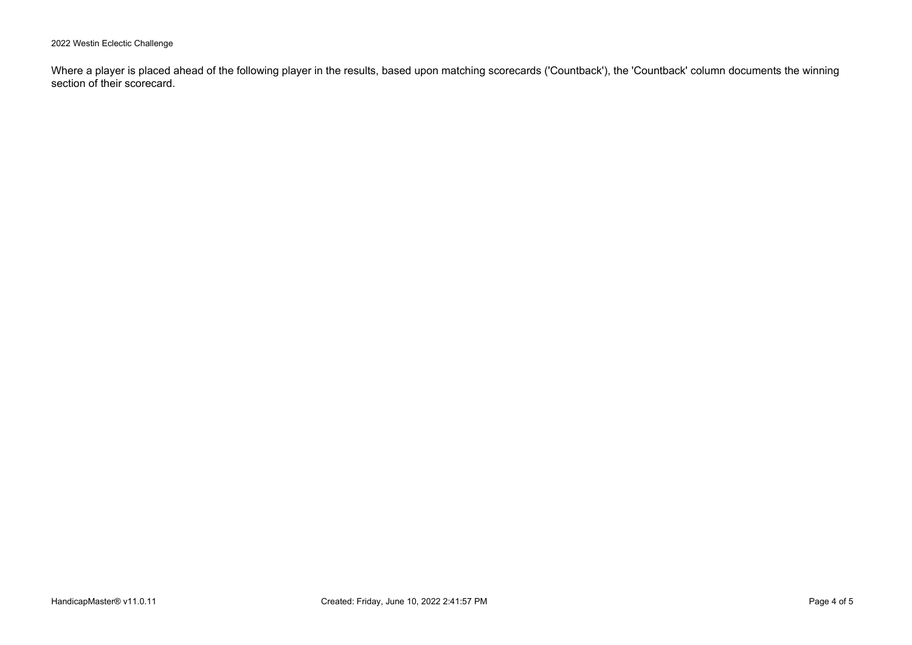Where a player is placed ahead of the following player in the results, based upon matching scorecards ('Countback'), the 'Countback' column documents the winning section of their scorecard.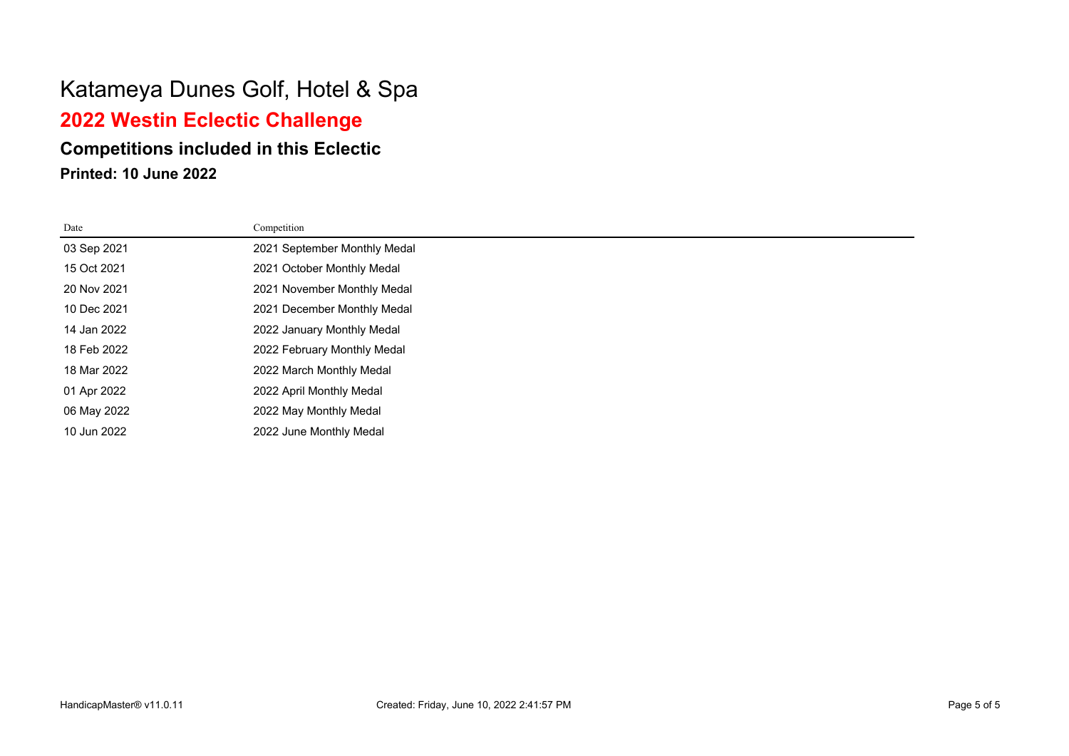# Katameya Dunes Golf, Hotel & Spa

## 2022 Westin Eclectic Challenge

### Competitions included in this Eclectic

**Printed: 10 June 2022**

| Date | Competition |
|---|---|
| 03 Sep 2021 | 2021 September Monthly Medal |
| 15 Oct 2021 | 2021 October Monthly Medal |
| 20 Nov 2021 | 2021 November Monthly Medal |
| 10 Dec 2021 | 2021 December Monthly Medal |
| 14 Jan 2022 | 2022 January Monthly Medal |
| 18 Feb 2022 | 2022 February Monthly Medal |
| 18 Mar 2022 | 2022 March Monthly Medal |
| 01 Apr 2022 | 2022 April Monthly Medal |
| 06 May 2022 | 2022 May Monthly Medal |
| 10 Jun 2022 | 2022 June Monthly Medal |

HandicapMaster® v11.0.11 Created: Friday, June 10, 2022 2:41:57 PM